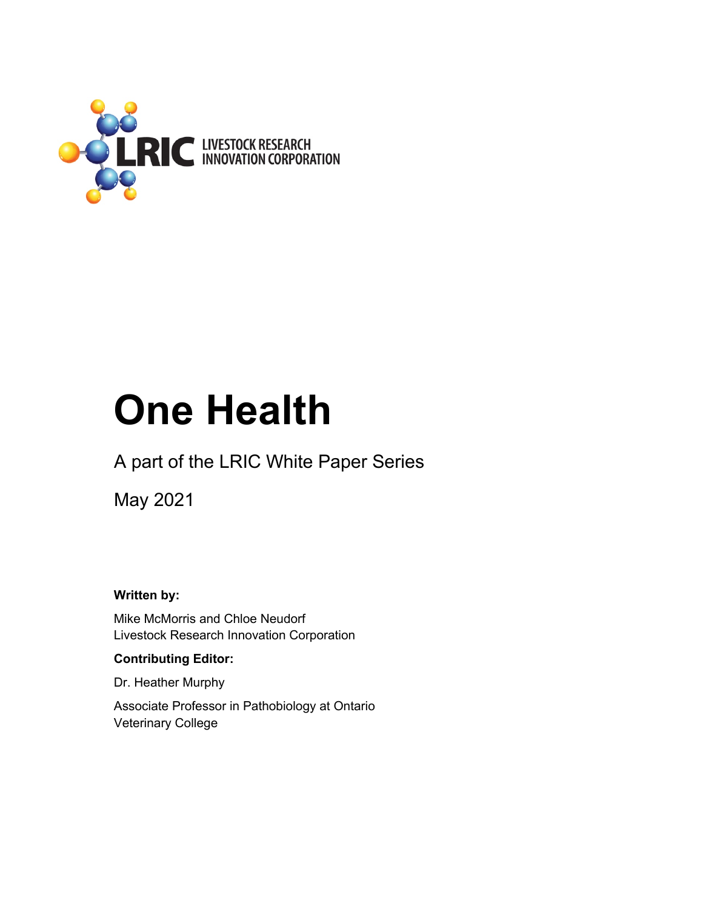LRIC LIVESTOCK RESEARCH INNOVATION CORPORATION

# One Health

A part of the LRIC White Paper Series

May 2021

**Written by:**

Mike McMorris and Chloe Neudorf
Livestock Research Innovation Corporation

**Contributing Editor:**

Dr. Heather Murphy

Associate Professor in Pathobiology at Ontario Veterinary College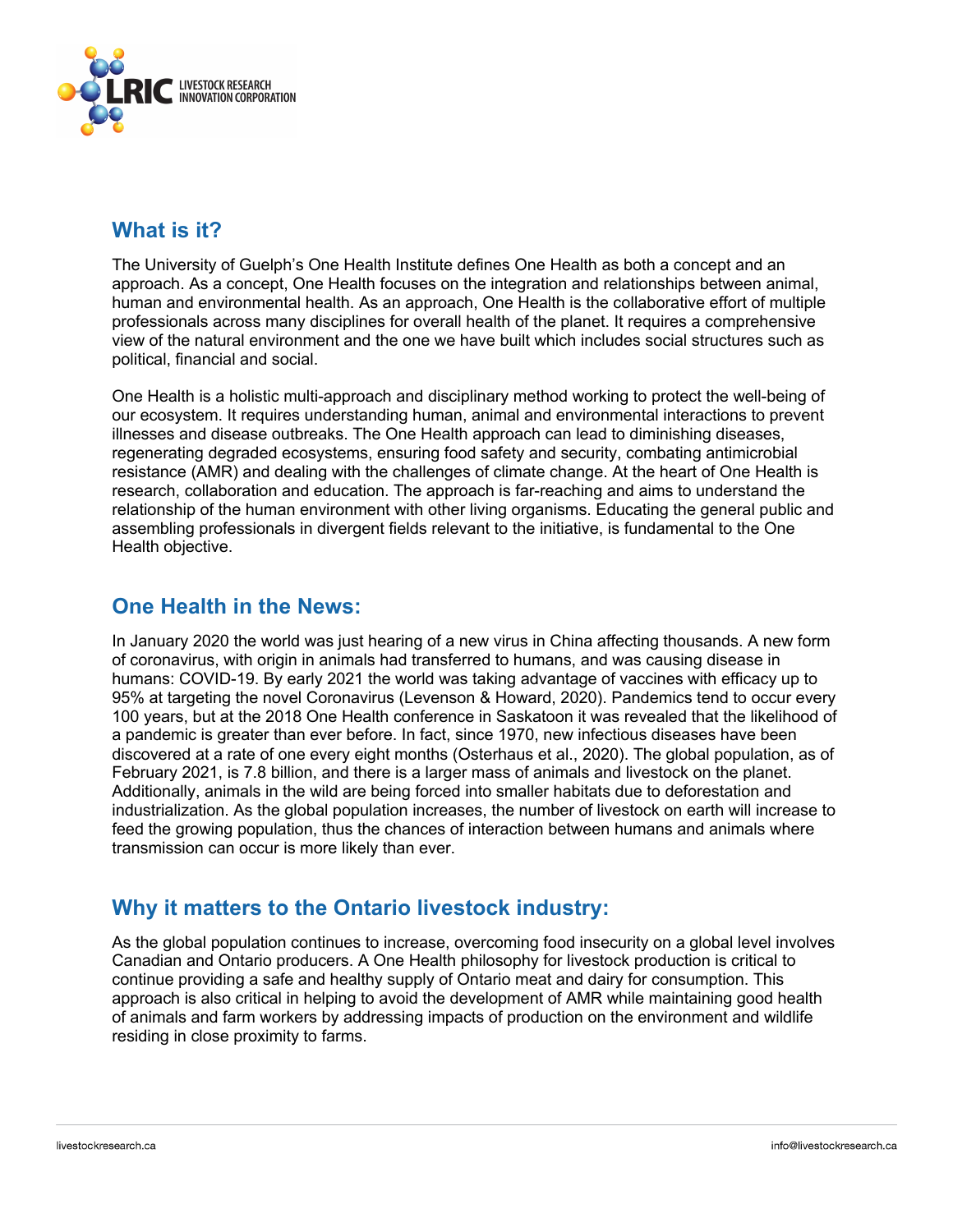## What is it?

The University of Guelph's One Health Institute defines One Health as both a concept and an approach. As a concept, One Health focuses on the integration and relationships between animal, human and environmental health. As an approach, One Health is the collaborative effort of multiple professionals across many disciplines for overall health of the planet. It requires a comprehensive view of the natural environment and the one we have built which includes social structures such as political, financial and social.

One Health is a holistic multi-approach and disciplinary method working to protect the well-being of our ecosystem. It requires understanding human, animal and environmental interactions to prevent illnesses and disease outbreaks. The One Health approach can lead to diminishing diseases, regenerating degraded ecosystems, ensuring food safety and security, combating antimicrobial resistance (AMR) and dealing with the challenges of climate change. At the heart of One Health is research, collaboration and education. The approach is far-reaching and aims to understand the relationship of the human environment with other living organisms. Educating the general public and assembling professionals in divergent fields relevant to the initiative, is fundamental to the One Health objective.

## One Health in the News:

In January 2020 the world was just hearing of a new virus in China affecting thousands. A new form of coronavirus, with origin in animals had transferred to humans, and was causing disease in humans: COVID-19. By early 2021 the world was taking advantage of vaccines with efficacy up to 95% at targeting the novel Coronavirus (Levenson & Howard, 2020). Pandemics tend to occur every 100 years, but at the 2018 One Health conference in Saskatoon it was revealed that the likelihood of a pandemic is greater than ever before. In fact, since 1970, new infectious diseases have been discovered at a rate of one every eight months (Osterhaus et al., 2020). The global population, as of February 2021, is 7.8 billion, and there is a larger mass of animals and livestock on the planet. Additionally, animals in the wild are being forced into smaller habitats due to deforestation and industrialization. As the global population increases, the number of livestock on earth will increase to feed the growing population, thus the chances of interaction between humans and animals where transmission can occur is more likely than ever.

## Why it matters to the Ontario livestock industry:

As the global population continues to increase, overcoming food insecurity on a global level involves Canadian and Ontario producers. A One Health philosophy for livestock production is critical to continue providing a safe and healthy supply of Ontario meat and dairy for consumption. This approach is also critical in helping to avoid the development of AMR while maintaining good health of animals and farm workers by addressing impacts of production on the environment and wildlife residing in close proximity to farms.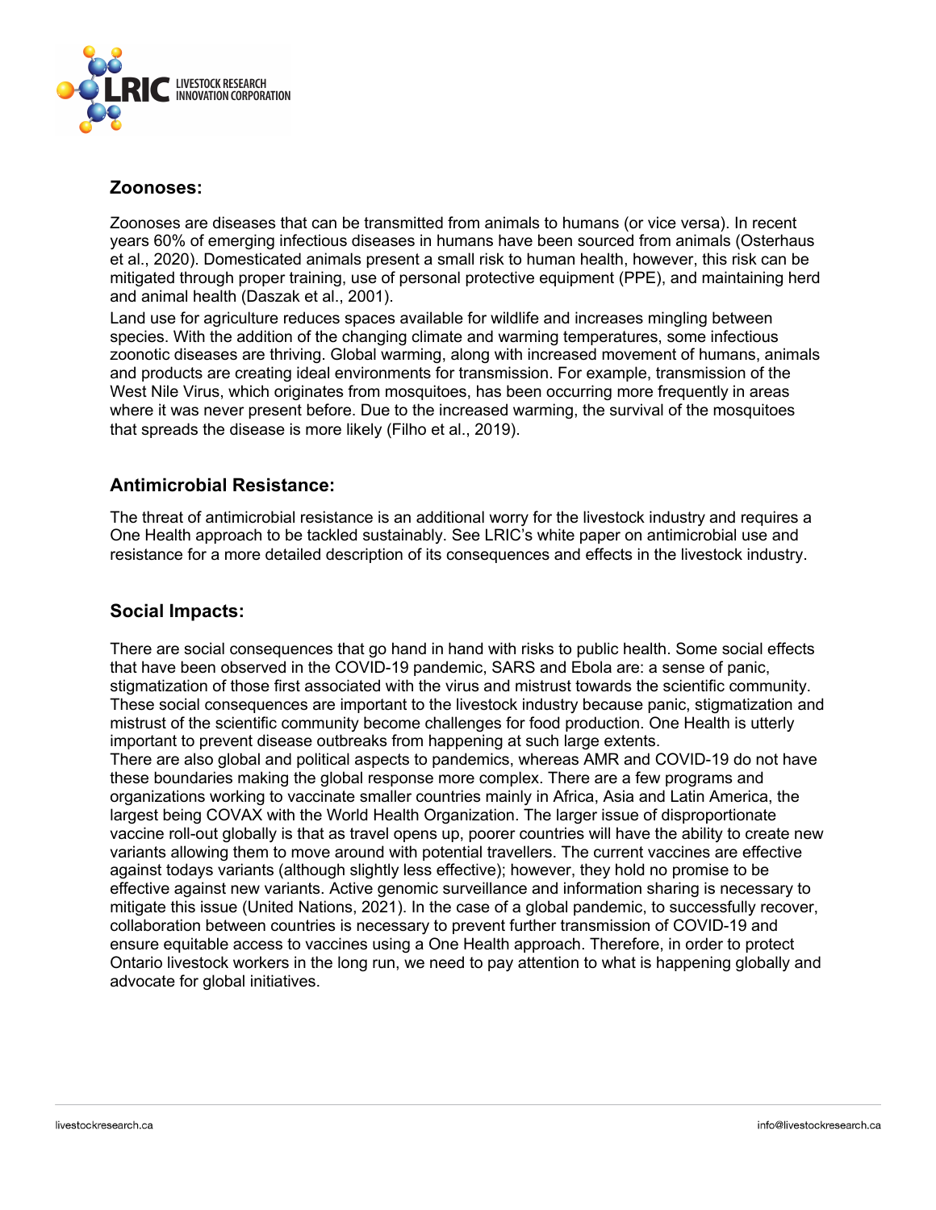## Zoonoses:

Zoonoses are diseases that can be transmitted from animals to humans (or vice versa). In recent years 60% of emerging infectious diseases in humans have been sourced from animals (Osterhaus et al., 2020). Domesticated animals present a small risk to human health, however, this risk can be mitigated through proper training, use of personal protective equipment (PPE), and maintaining herd and animal health (Daszak et al., 2001).

Land use for agriculture reduces spaces available for wildlife and increases mingling between species. With the addition of the changing climate and warming temperatures, some infectious zoonotic diseases are thriving. Global warming, along with increased movement of humans, animals and products are creating ideal environments for transmission. For example, transmission of the West Nile Virus, which originates from mosquitoes, has been occurring more frequently in areas where it was never present before. Due to the increased warming, the survival of the mosquitoes that spreads the disease is more likely (Filho et al., 2019).

## Antimicrobial Resistance:

The threat of antimicrobial resistance is an additional worry for the livestock industry and requires a One Health approach to be tackled sustainably. See LRIC's white paper on antimicrobial use and resistance for a more detailed description of its consequences and effects in the livestock industry.

## Social Impacts:

There are social consequences that go hand in hand with risks to public health. Some social effects that have been observed in the COVID-19 pandemic, SARS and Ebola are: a sense of panic, stigmatization of those first associated with the virus and mistrust towards the scientific community. These social consequences are important to the livestock industry because panic, stigmatization and mistrust of the scientific community become challenges for food production. One Health is utterly important to prevent disease outbreaks from happening at such large extents.

There are also global and political aspects to pandemics, whereas AMR and COVID-19 do not have these boundaries making the global response more complex. There are a few programs and organizations working to vaccinate smaller countries mainly in Africa, Asia and Latin America, the largest being COVAX with the World Health Organization. The larger issue of disproportionate vaccine roll-out globally is that as travel opens up, poorer countries will have the ability to create new variants allowing them to move around with potential travellers. The current vaccines are effective against todays variants (although slightly less effective); however, they hold no promise to be effective against new variants. Active genomic surveillance and information sharing is necessary to mitigate this issue (United Nations, 2021). In the case of a global pandemic, to successfully recover, collaboration between countries is necessary to prevent further transmission of COVID-19 and ensure equitable access to vaccines using a One Health approach. Therefore, in order to protect Ontario livestock workers in the long run, we need to pay attention to what is happening globally and advocate for global initiatives.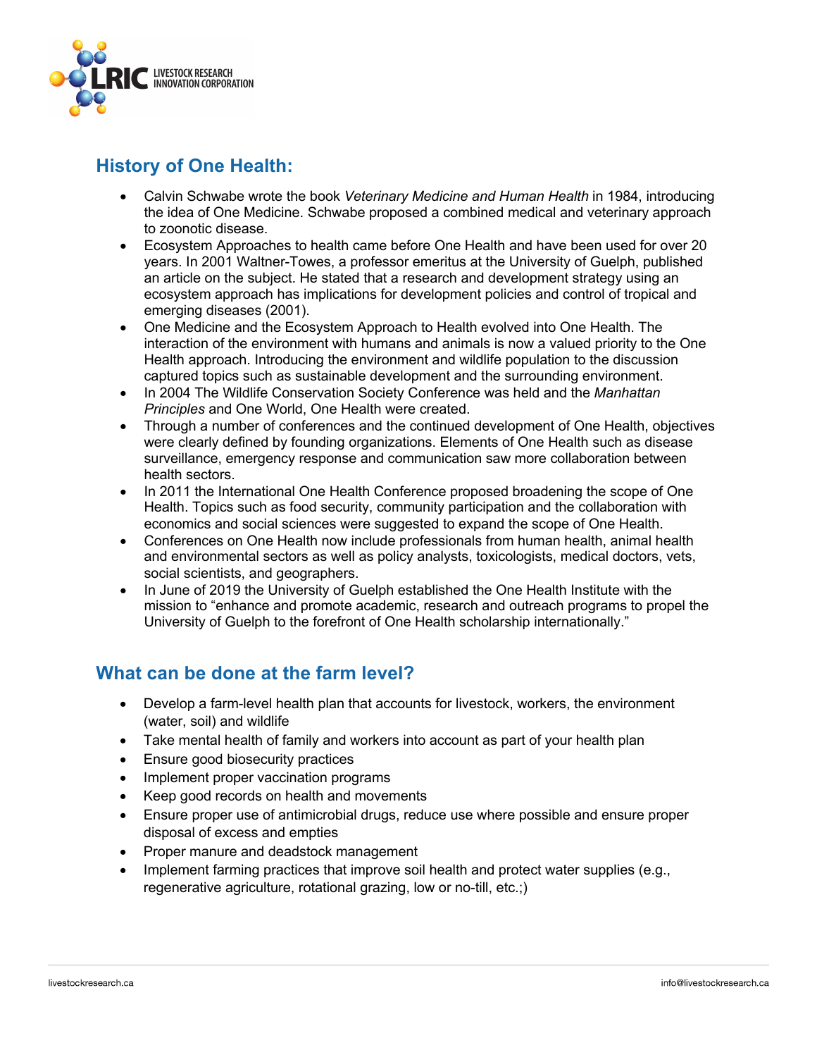## History of One Health:

- Calvin Schwabe wrote the book *Veterinary Medicine and Human Health* in 1984, introducing the idea of One Medicine. Schwabe proposed a combined medical and veterinary approach to zoonotic disease.
- Ecosystem Approaches to health came before One Health and have been used for over 20 years. In 2001 Waltner-Towes, a professor emeritus at the University of Guelph, published an article on the subject. He stated that a research and development strategy using an ecosystem approach has implications for development policies and control of tropical and emerging diseases (2001).
- One Medicine and the Ecosystem Approach to Health evolved into One Health. The interaction of the environment with humans and animals is now a valued priority to the One Health approach. Introducing the environment and wildlife population to the discussion captured topics such as sustainable development and the surrounding environment.
- In 2004 The Wildlife Conservation Society Conference was held and the *Manhattan Principles* and One World, One Health were created.
- Through a number of conferences and the continued development of One Health, objectives were clearly defined by founding organizations. Elements of One Health such as disease surveillance, emergency response and communication saw more collaboration between health sectors.
- In 2011 the International One Health Conference proposed broadening the scope of One Health. Topics such as food security, community participation and the collaboration with economics and social sciences were suggested to expand the scope of One Health.
- Conferences on One Health now include professionals from human health, animal health and environmental sectors as well as policy analysts, toxicologists, medical doctors, vets, social scientists, and geographers.
- In June of 2019 the University of Guelph established the One Health Institute with the mission to "enhance and promote academic, research and outreach programs to propel the University of Guelph to the forefront of One Health scholarship internationally."

## What can be done at the farm level?

- Develop a farm-level health plan that accounts for livestock, workers, the environment (water, soil) and wildlife
- Take mental health of family and workers into account as part of your health plan
- Ensure good biosecurity practices
- Implement proper vaccination programs
- Keep good records on health and movements
- Ensure proper use of antimicrobial drugs, reduce use where possible and ensure proper disposal of excess and empties
- Proper manure and deadstock management
- Implement farming practices that improve soil health and protect water supplies (e.g., regenerative agriculture, rotational grazing, low or no-till, etc.;)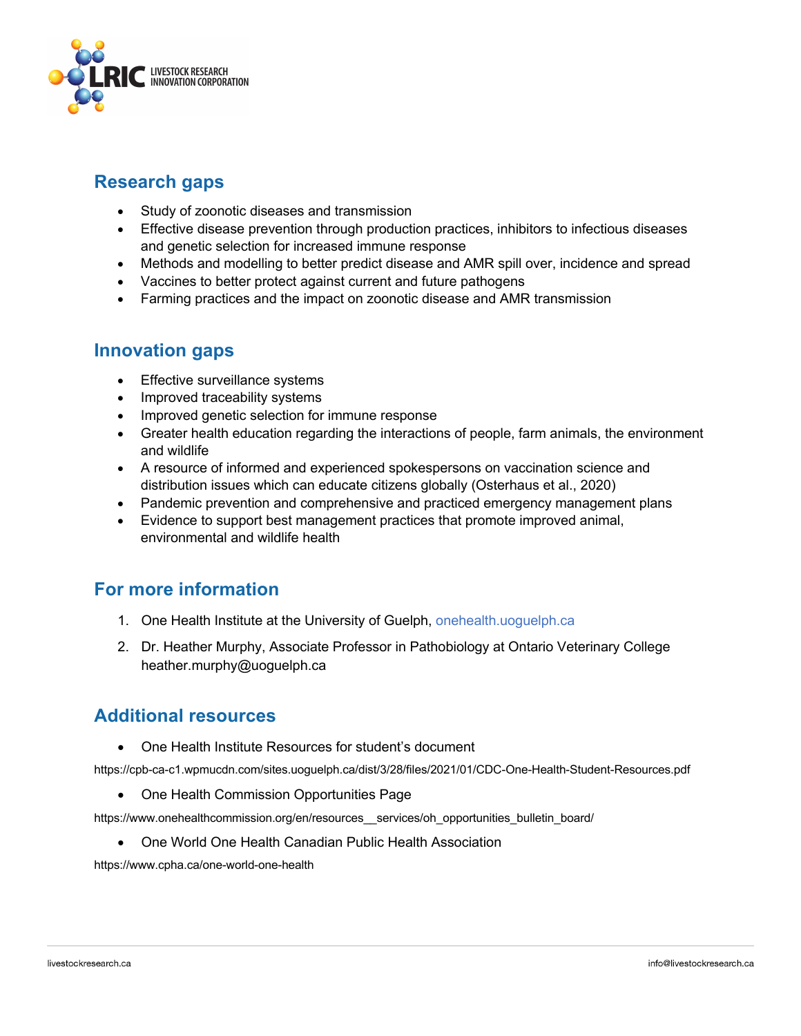## Research gaps

- Study of zoonotic diseases and transmission
- Effective disease prevention through production practices, inhibitors to infectious diseases and genetic selection for increased immune response
- Methods and modelling to better predict disease and AMR spill over, incidence and spread
- Vaccines to better protect against current and future pathogens
- Farming practices and the impact on zoonotic disease and AMR transmission

## Innovation gaps

- Effective surveillance systems
- Improved traceability systems
- Improved genetic selection for immune response
- Greater health education regarding the interactions of people, farm animals, the environment and wildlife
- A resource of informed and experienced spokespersons on vaccination science and distribution issues which can educate citizens globally (Osterhaus et al., 2020)
- Pandemic prevention and comprehensive and practiced emergency management plans
- Evidence to support best management practices that promote improved animal, environmental and wildlife health

## For more information

1. One Health Institute at the University of Guelph, onehealth.uoguelph.ca
2. Dr. Heather Murphy, Associate Professor in Pathobiology at Ontario Veterinary College heather.murphy@uoguelph.ca

## Additional resources

- One Health Institute Resources for student's document

https://cpb-ca-c1.wpmucdn.com/sites.uoguelph.ca/dist/3/28/files/2021/01/CDC-One-Health-Student-Resources.pdf

- One Health Commission Opportunities Page

https://www.onehealthcommission.org/en/resources__services/oh_opportunities_bulletin_board/

- One World One Health Canadian Public Health Association

https://www.cpha.ca/one-world-one-health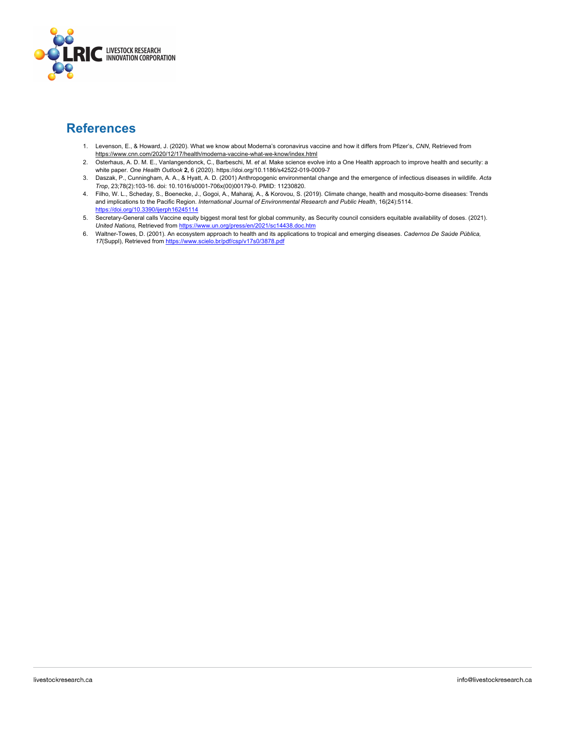## References

1. Levenson, E., & Howard, J. (2020). What we know about Moderna's coronavirus vaccine and how it differs from Pfizer's, *CNN*, Retrieved from https://www.cnn.com/2020/12/17/health/moderna-vaccine-what-we-know/index.html
2. Osterhaus, A. D. M. E., Vanlangendonck, C., Barbeschi, M. *et al.* Make science evolve into a One Health approach to improve health and security: a white paper. *One Health Outlook* **2,** 6 (2020). https://doi.org/10.1186/s42522-019-0009-7
3. Daszak, P., Cunningham, A. A., & Hyatt, A. D. (2001) Anthropogenic environmental change and the emergence of infectious diseases in wildlife. *Acta Trop*, 23;78(2):103-16. doi: 10.1016/s0001-706x(00)00179-0. PMID: 11230820.
4. Filho, W. L., Scheday, S., Boenecke, J., Gogoi, A., Maharaj, A., & Korovou, S. (2019). Climate change, health and mosquito-borne diseases: Trends and implications to the Pacific Region. *International Journal of Environmental Research and Public Health*, 16(24):5114. https://doi.org/10.3390/ijerph16245114
5. Secretary-General calls Vaccine equity biggest moral test for global community, as Security council considers equitable availability of doses. (2021). *United Nations,* Retrieved from https://www.un.org/press/en/2021/sc14438.doc.htm
6. Waltner-Towes, D. (2001). An ecosystem approach to health and its applications to tropical and emerging diseases. *Cadernos De Saúde Pública, 17*(Suppl), Retrieved from https://www.scielo.br/pdf/csp/v17s0/3878.pdf